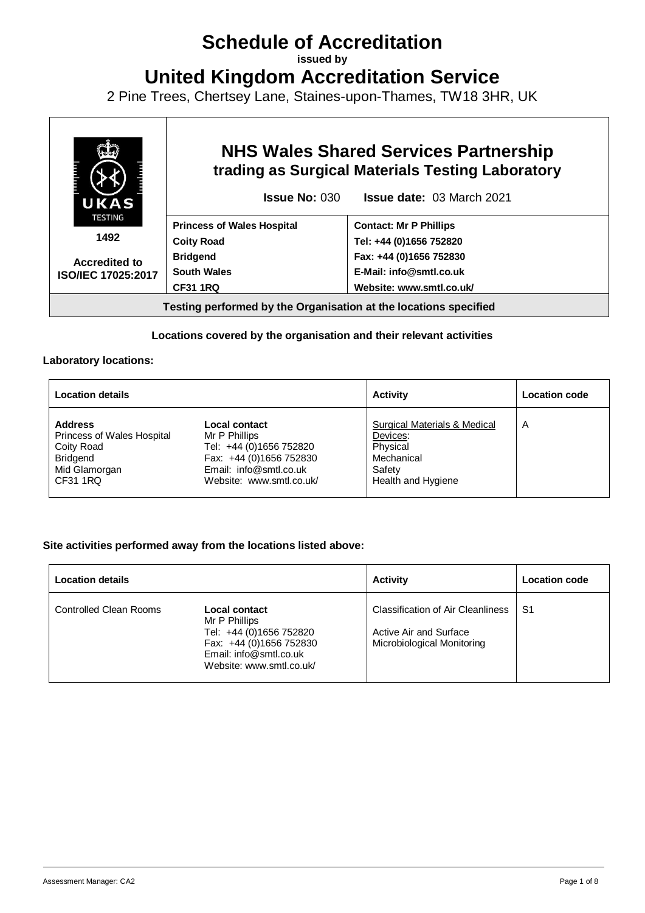# Schedule of Accreditation

**issued by**

# United Kingdom Accreditation Service

2 Pine Trees, Chertsey Lane, Staines-upon-Thames, TW18 3HR, UK

| UKAS TESTING 1492 Accredited to ISO/IEC 17025:2017 | **NHS Wales Shared Services Partnership trading as Surgical Materials Testing Laboratory** **Issue No:** 030 **Issue date:** 03 March 2021 | |
|---|---|---|
| | **Princess of Wales Hospital** **Coity Road** **Bridgend** **South Wales** **CF31 1RQ** | **Contact: Mr P Phillips** **Tel: +44 (0)1656 752820** **Fax: +44 (0)1656 752830** **E-Mail: info@smtl.co.uk** **Website: www.smtl.co.uk/** |
| **Testing performed by the Organisation at the locations specified** | | |

**Locations covered by the organisation and their relevant activities**

**Laboratory locations:**

| Location details | | Activity | Location code |
|---|---|---|---|
| **Address** Princess of Wales Hospital Coity Road Bridgend Mid Glamorgan CF31 1RQ | **Local contact** Mr P Phillips Tel: +44 (0)1656 752820 Fax: +44 (0)1656 752830 Email: info@smtl.co.uk Website: www.smtl.co.uk/ | Surgical Materials & Medical Devices: Physical Mechanical Safety Health and Hygiene | A |

**Site activities performed away from the locations listed above:**

| Location details | | Activity | Location code |
|---|---|---|---|
| Controlled Clean Rooms | **Local contact** Mr P Phillips Tel: +44 (0)1656 752820 Fax: +44 (0)1656 752830 Email: info@smtl.co.uk Website: www.smtl.co.uk/ | Classification of Air Cleanliness Active Air and Surface Microbiological Monitoring | S1 |

Assessment Manager: CA2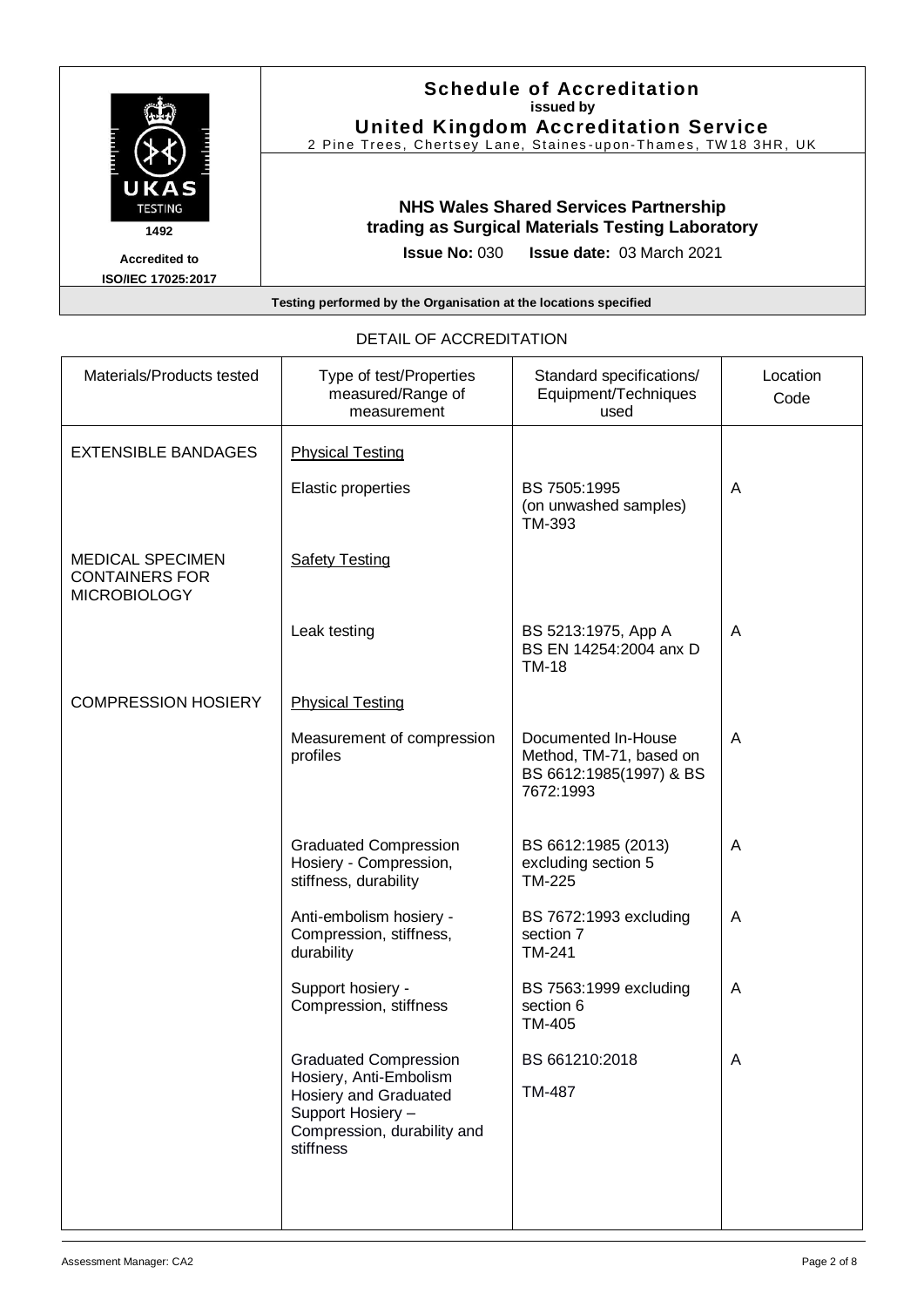# Schedule of Accreditation

**issued by**

**United Kingdom Accreditation Service**

2 Pine Trees, Chertsey Lane, Staines-upon-Thames, TW18 3HR, UK

UKAS TESTING 1492

**Accredited to ISO/IEC 17025:2017**

**NHS Wales Shared Services Partnership trading as Surgical Materials Testing Laboratory**

**Issue No:** 030 **Issue date:** 03 March 2021

**Testing performed by the Organisation at the locations specified**

DETAIL OF ACCREDITATION

| Materials/Products tested | Type of test/Properties measured/Range of measurement | Standard specifications/ Equipment/Techniques used | Location Code |
|---|---|---|---|
| EXTENSIBLE BANDAGES | Physical Testing | | |
| | Elastic properties | BS 7505:1995 (on unwashed samples) TM-393 | A |
| MEDICAL SPECIMEN CONTAINERS FOR MICROBIOLOGY | Safety Testing | | |
| | Leak testing | BS 5213:1975, App A BS EN 14254:2004 anx D TM-18 | A |
| COMPRESSION HOSIERY | Physical Testing | | |
| | Measurement of compression profiles | Documented In-House Method, TM-71, based on BS 6612:1985(1997) & BS 7672:1993 | A |
| | Graduated Compression Hosiery - Compression, stiffness, durability | BS 6612:1985 (2013) excluding section 5 TM-225 | A |
| | Anti-embolism hosiery - Compression, stiffness, durability | BS 7672:1993 excluding section 7 TM-241 | A |
| | Support hosiery - Compression, stiffness | BS 7563:1999 excluding section 6 TM-405 | A |
| | Graduated Compression Hosiery, Anti-Embolism Hosiery and Graduated Support Hosiery – Compression, durability and stiffness | BS 661210:2018 TM-487 | A |

Assessment Manager: CA2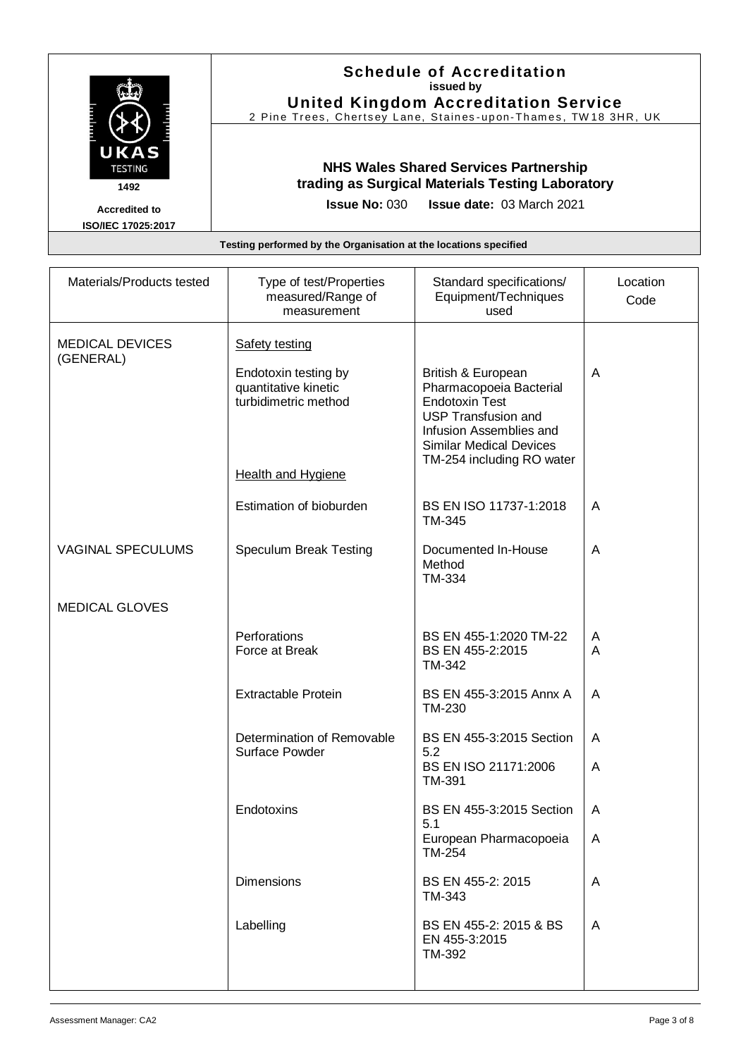# Schedule of Accreditation

**issued by**

**United Kingdom Accreditation Service**

2 Pine Trees, Chertsey Lane, Staines-upon-Thames, TW18 3HR, UK

UKAS TESTING 1492

**Accredited to ISO/IEC 17025:2017**

## NHS Wales Shared Services Partnership trading as Surgical Materials Testing Laboratory

**Issue No:** 030 **Issue date:** 03 March 2021

**Testing performed by the Organisation at the locations specified**

| Materials/Products tested | Type of test/Properties measured/Range of measurement | Standard specifications/ Equipment/Techniques used | Location Code |
|---|---|---|---|
| MEDICAL DEVICES (GENERAL) | Safety testing | | |
| | Endotoxin testing by quantitative kinetic turbidimetric method | British & European Pharmacopoeia Bacterial Endotoxin Test<br>USP Transfusion and Infusion Assemblies and Similar Medical Devices<br>TM-254 including RO water | A |
| | Health and Hygiene | | |
| | Estimation of bioburden | BS EN ISO 11737-1:2018<br>TM-345 | A |
| VAGINAL SPECULUMS | Speculum Break Testing | Documented In-House Method<br>TM-334 | A |
| MEDICAL GLOVES | | | |
| | Perforations<br>Force at Break | BS EN 455-1:2020 TM-22<br>BS EN 455-2:2015<br>TM-342 | A<br>A |
| | Extractable Protein | BS EN 455-3:2015 Annx A<br>TM-230 | A |
| | Determination of Removable Surface Powder | BS EN 455-3:2015 Section 5.2<br>BS EN ISO 21171:2006<br>TM-391 | A<br>A |
| | Endotoxins | BS EN 455-3:2015 Section 5.1<br>European Pharmacopoeia<br>TM-254 | A<br>A |
| | Dimensions | BS EN 455-2: 2015<br>TM-343 | A |
| | Labelling | BS EN 455-2: 2015 & BS EN 455-3:2015<br>TM-392 | A |

Assessment Manager: CA2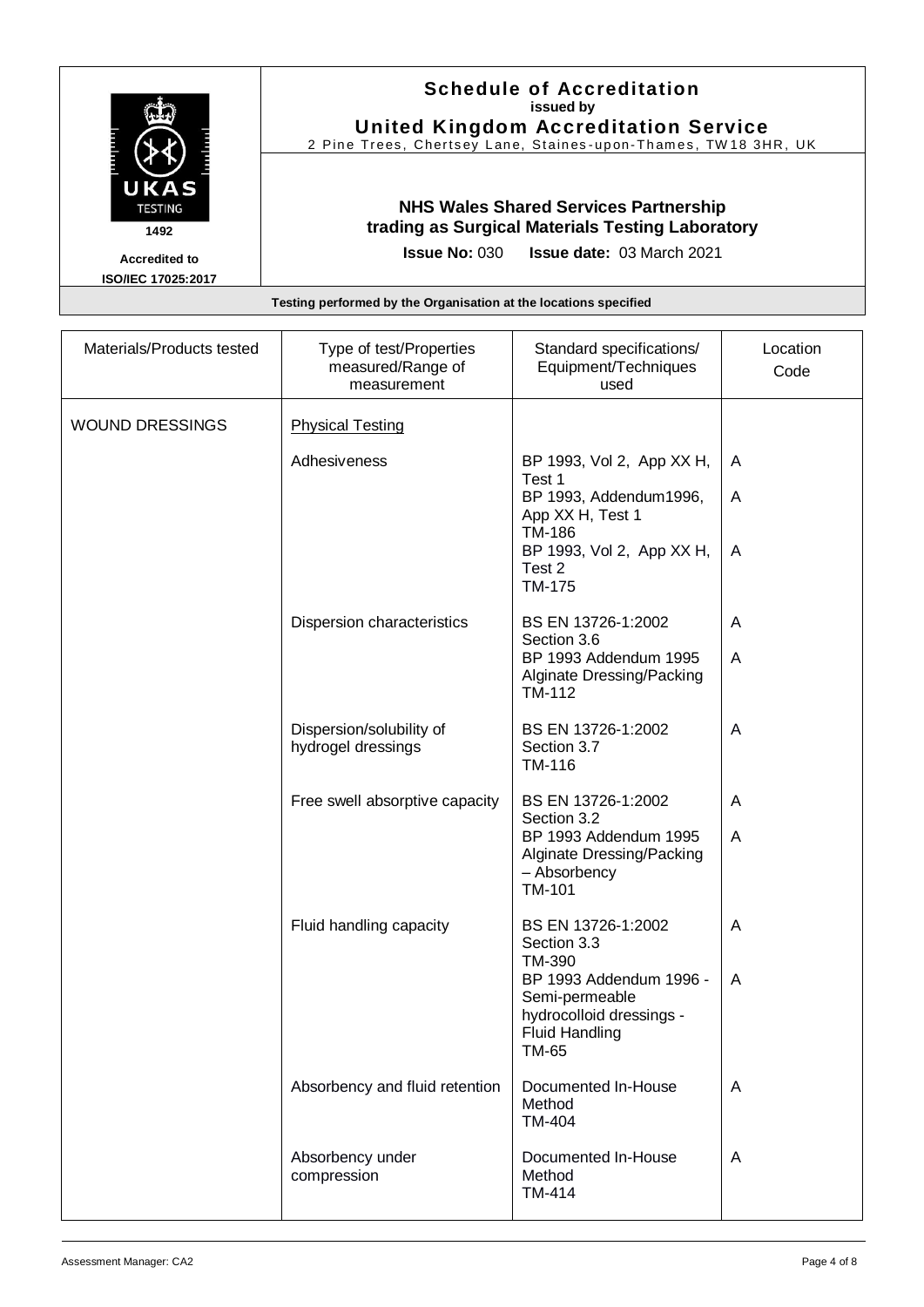**Schedule of Accreditation**
**issued by**
**United Kingdom Accreditation Service**
2 Pine Trees, Chertsey Lane, Staines-upon-Thames, TW18 3HR, UK

UKAS TESTING
1492
Accredited to ISO/IEC 17025:2017

**NHS Wales Shared Services Partnership**
**trading as Surgical Materials Testing Laboratory**

**Issue No:** 030 **Issue date:** 03 March 2021

**Testing performed by the Organisation at the locations specified**

| Materials/Products tested | Type of test/Properties measured/Range of measurement | Standard specifications/ Equipment/Techniques used | Location Code |
|---|---|---|---|
| WOUND DRESSINGS | Physical Testing | | |
| | Adhesiveness | BP 1993, Vol 2, App XX H, Test 1 | A |
| | | BP 1993, Addendum1996, App XX H, Test 1 TM-186 | A |
| | | BP 1993, Vol 2, App XX H, Test 2 TM-175 | A |
| | Dispersion characteristics | BS EN 13726-1:2002 Section 3.6 | A |
| | | BP 1993 Addendum 1995 Alginate Dressing/Packing TM-112 | A |
| | Dispersion/solubility of hydrogel dressings | BS EN 13726-1:2002 Section 3.7 TM-116 | A |
| | Free swell absorptive capacity | BS EN 13726-1:2002 Section 3.2 | A |
| | | BP 1993 Addendum 1995 Alginate Dressing/Packing – Absorbency TM-101 | A |
| | Fluid handling capacity | BS EN 13726-1:2002 Section 3.3 TM-390 | A |
| | | BP 1993 Addendum 1996 - Semi-permeable hydrocolloid dressings - Fluid Handling TM-65 | A |
| | Absorbency and fluid retention | Documented In-House Method TM-404 | A |
| | Absorbency under compression | Documented In-House Method TM-414 | A |

Assessment Manager: CA2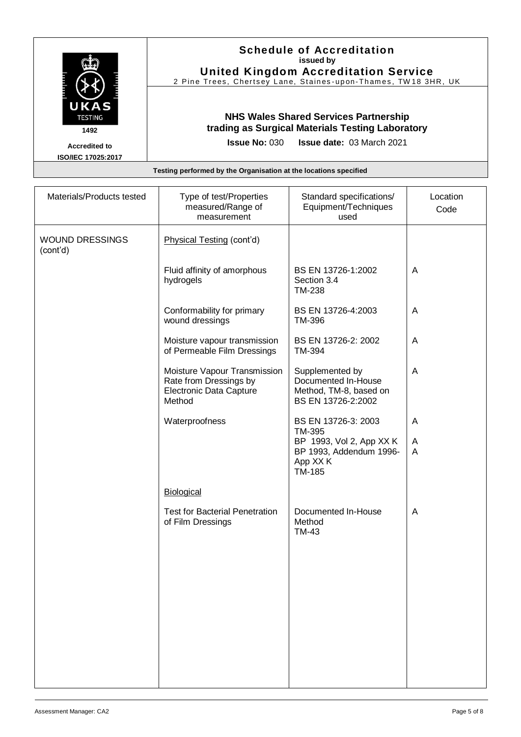# Schedule of Accreditation

**issued by**

**United Kingdom Accreditation Service**

2 Pine Trees, Chertsey Lane, Staines-upon-Thames, TW18 3HR, UK

UKAS TESTING 1492

**Accredited to ISO/IEC 17025:2017**

**NHS Wales Shared Services Partnership trading as Surgical Materials Testing Laboratory**

**Issue No:** 030 **Issue date:** 03 March 2021

**Testing performed by the Organisation at the locations specified**

| Materials/Products tested | Type of test/Properties measured/Range of measurement | Standard specifications/ Equipment/Techniques used | Location Code |
|---|---|---|---|
| WOUND DRESSINGS (cont'd) | Physical Testing (cont'd) | | |
| | Fluid affinity of amorphous hydrogels | BS EN 13726-1:2002 Section 3.4 TM-238 | A |
| | Conformability for primary wound dressings | BS EN 13726-4:2003 TM-396 | A |
| | Moisture vapour transmission of Permeable Film Dressings | BS EN 13726-2: 2002 TM-394 | A |
| | Moisture Vapour Transmission Rate from Dressings by Electronic Data Capture Method | Supplemented by Documented In-House Method, TM-8, based on BS EN 13726-2:2002 | A |
| | Waterproofness | BS EN 13726-3: 2003 TM-395 | A |
| | | BP 1993, Vol 2, App XX K | A |
| | | BP 1993, Addendum 1996- App XX K TM-185 | A |
| | Biological | | |
| | Test for Bacterial Penetration of Film Dressings | Documented In-House Method TM-43 | A |

Assessment Manager: CA2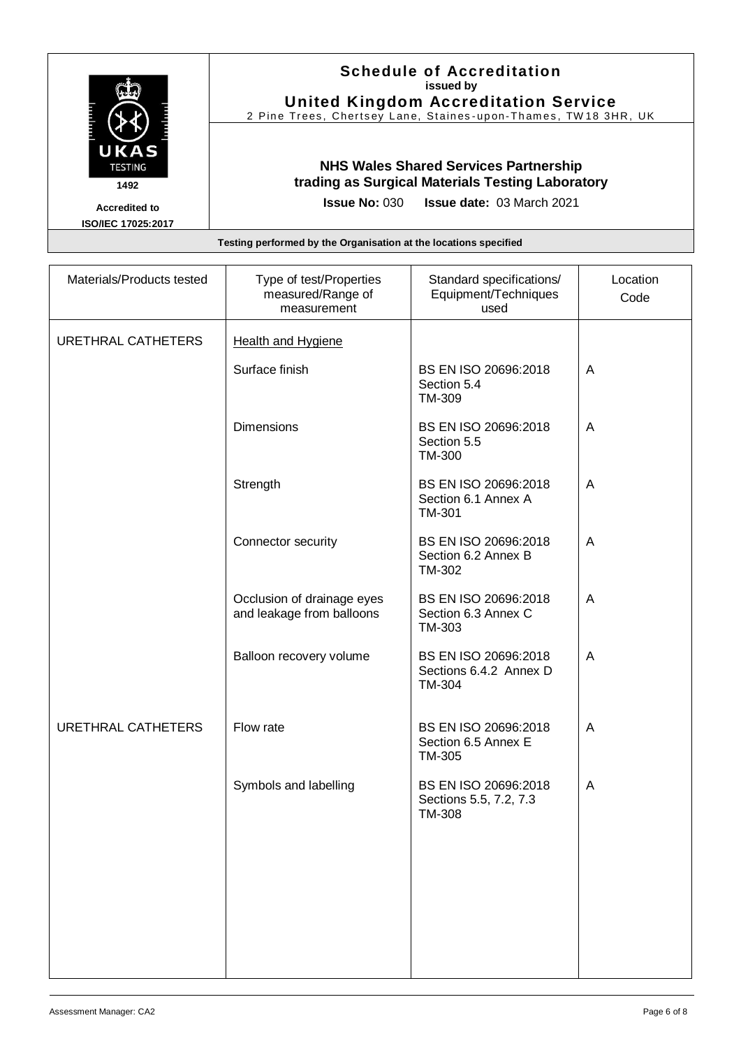**Schedule of Accreditation**
issued by
**United Kingdom Accreditation Service**
2 Pine Trees, Chertsey Lane, Staines-upon-Thames, TW18 3HR, UK

UKAS TESTING
1492

Accredited to
ISO/IEC 17025:2017

**NHS Wales Shared Services Partnership**
**trading as Surgical Materials Testing Laboratory**

**Issue No:** 030 **Issue date:** 03 March 2021

**Testing performed by the Organisation at the locations specified**

| Materials/Products tested | Type of test/Properties measured/Range of measurement | Standard specifications/ Equipment/Techniques used | Location Code |
|---|---|---|---|
| URETHRAL CATHETERS | <u>Health and Hygiene</u> | | |
| | Surface finish | BS EN ISO 20696:2018 Section 5.4 TM-309 | A |
| | Dimensions | BS EN ISO 20696:2018 Section 5.5 TM-300 | A |
| | Strength | BS EN ISO 20696:2018 Section 6.1 Annex A TM-301 | A |
| | Connector security | BS EN ISO 20696:2018 Section 6.2 Annex B TM-302 | A |
| | Occlusion of drainage eyes and leakage from balloons | BS EN ISO 20696:2018 Section 6.3 Annex C TM-303 | A |
| | Balloon recovery volume | BS EN ISO 20696:2018 Sections 6.4.2 Annex D TM-304 | A |
| URETHRAL CATHETERS | Flow rate | BS EN ISO 20696:2018 Section 6.5 Annex E TM-305 | A |
| | Symbols and labelling | BS EN ISO 20696:2018 Sections 5.5, 7.2, 7.3 TM-308 | A |

Assessment Manager: CA2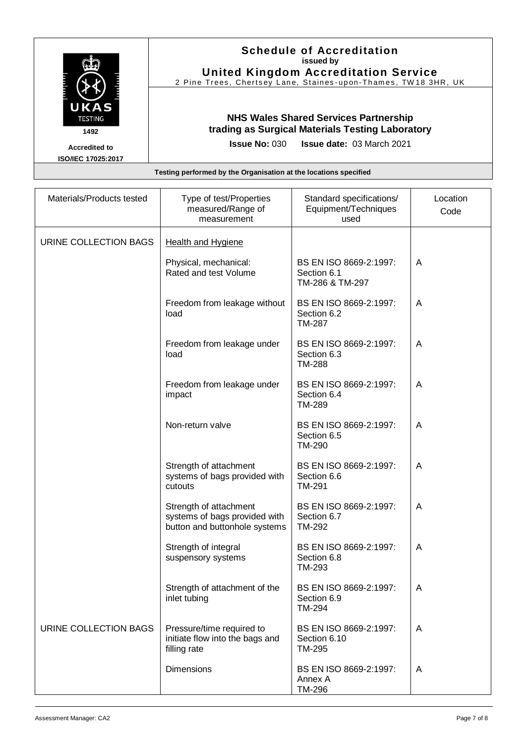# Schedule of Accreditation

issued by

**United Kingdom Accreditation Service**

2 Pine Trees, Chertsey Lane, Staines-upon-Thames, TW18 3HR, UK

UKAS TESTING 1492

Accredited to ISO/IEC 17025:2017

**NHS Wales Shared Services Partnership trading as Surgical Materials Testing Laboratory**

**Issue No:** 030 **Issue date:** 03 March 2021

**Testing performed by the Organisation at the locations specified**

| Materials/Products tested | Type of test/Properties measured/Range of measurement | Standard specifications/ Equipment/Techniques used | Location Code |
|---|---|---|---|
| URINE COLLECTION BAGS | Health and Hygiene | | |
| | Physical, mechanical: Rated and test Volume | BS EN ISO 8669-2:1997: Section 6.1 TM-286 & TM-297 | A |
| | Freedom from leakage without load | BS EN ISO 8669-2:1997: Section 6.2 TM-287 | A |
| | Freedom from leakage under load | BS EN ISO 8669-2:1997: Section 6.3 TM-288 | A |
| | Freedom from leakage under impact | BS EN ISO 8669-2:1997: Section 6.4 TM-289 | A |
| | Non-return valve | BS EN ISO 8669-2:1997: Section 6.5 TM-290 | A |
| | Strength of attachment systems of bags provided with cutouts | BS EN ISO 8669-2:1997: Section 6.6 TM-291 | A |
| | Strength of attachment systems of bags provided with button and buttonhole systems | BS EN ISO 8669-2:1997: Section 6.7 TM-292 | A |
| | Strength of integral suspensory systems | BS EN ISO 8669-2:1997: Section 6.8 TM-293 | A |
| | Strength of attachment of the inlet tubing | BS EN ISO 8669-2:1997: Section 6.9 TM-294 | A |
| URINE COLLECTION BAGS | Pressure/time required to initiate flow into the bags and filling rate | BS EN ISO 8669-2:1997: Section 6.10 TM-295 | A |
| | Dimensions | BS EN ISO 8669-2:1997: Annex A TM-296 | A |

Assessment Manager: CA2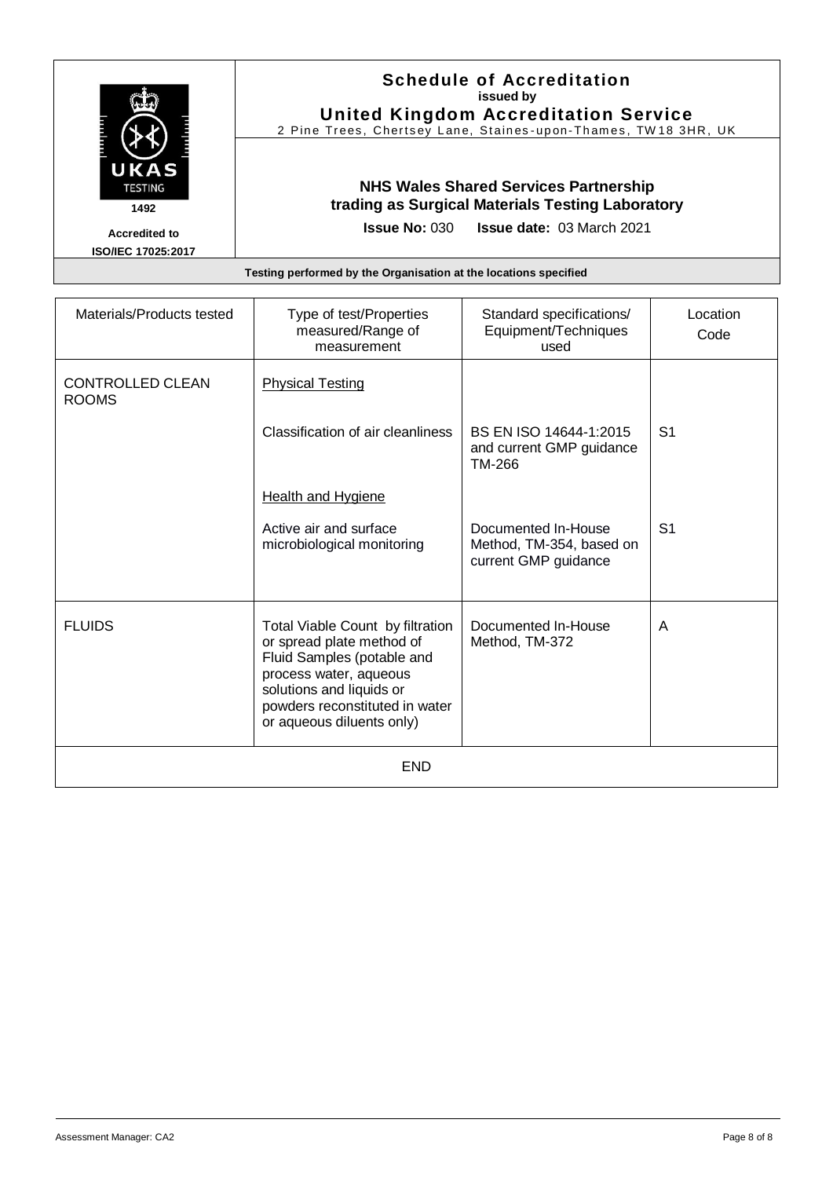**Schedule of Accreditation**
**issued by**
**United Kingdom Accreditation Service**
2 Pine Trees, Chertsey Lane, Staines-upon-Thames, TW18 3HR, UK

UKAS TESTING
1492
**Accredited to ISO/IEC 17025:2017**

**NHS Wales Shared Services Partnership trading as Surgical Materials Testing Laboratory**

**Issue No:** 030 **Issue date:** 03 March 2021

**Testing performed by the Organisation at the locations specified**

| Materials/Products tested | Type of test/Properties measured/Range of measurement | Standard specifications/ Equipment/Techniques used | Location Code |
|---|---|---|---|
| CONTROLLED CLEAN ROOMS | Physical Testing | | |
| | Classification of air cleanliness | BS EN ISO 14644-1:2015 and current GMP guidance TM-266 | S1 |
| | Health and Hygiene | | |
| | Active air and surface microbiological monitoring | Documented In-House Method, TM-354, based on current GMP guidance | S1 |
| FLUIDS | Total Viable Count by filtration or spread plate method of Fluid Samples (potable and process water, aqueous solutions and liquids or powders reconstituted in water or aqueous diluents only) | Documented In-House Method, TM-372 | A |

END

Assessment Manager: CA2